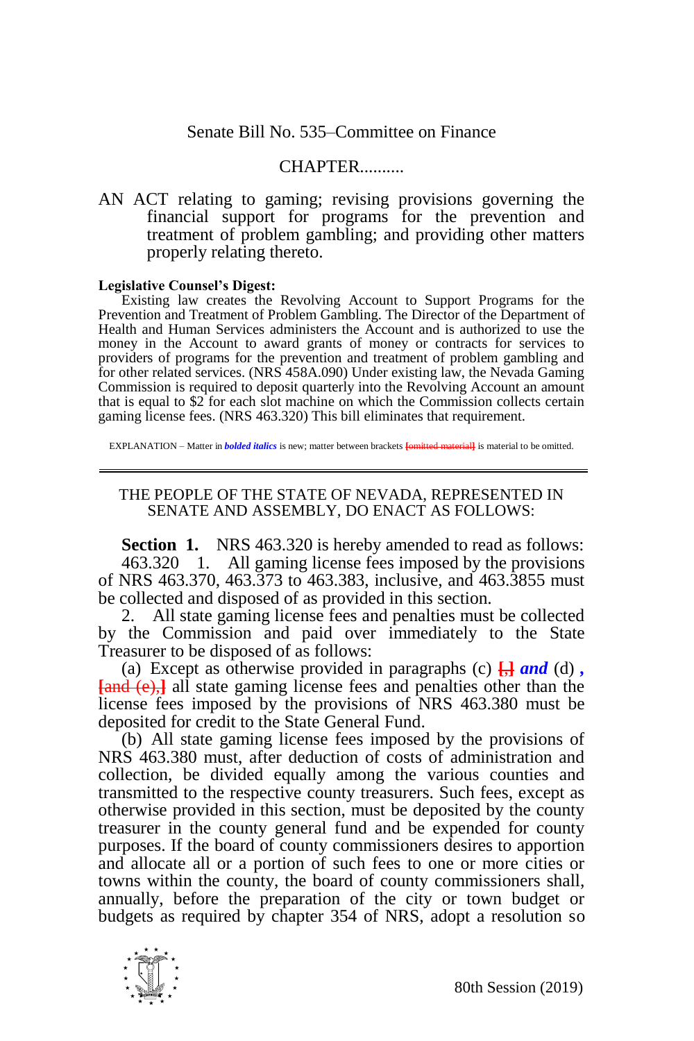Senate Bill No. 535–Committee on Finance

CHAPTER..........

AN ACT relating to gaming; revising provisions governing the financial support for programs for the prevention and treatment of problem gambling; and providing other matters properly relating thereto.

**Legislative Counsel's Digest:**

Existing law creates the Revolving Account to Support Programs for the Prevention and Treatment of Problem Gambling. The Director of the Department of Health and Human Services administers the Account and is authorized to use the money in the Account to award grants of money or contracts for services to providers of programs for the prevention and treatment of problem gambling and for other related services. (NRS 458A.090) Under existing law, the Nevada Gaming Commission is required to deposit quarterly into the Revolving Account an amount that is equal to $2 for each slot machine on which the Commission collects certain gaming license fees. (NRS 463.320) This bill eliminates that requirement.

EXPLANATION – Matter in ***bolded italics*** is new; matter between brackets [omitted material] is material to be omitted.

---

THE PEOPLE OF THE STATE OF NEVADA, REPRESENTED IN SENATE AND ASSEMBLY, DO ENACT AS FOLLOWS:

**Section 1.** NRS 463.320 is hereby amended to read as follows:

463.320 1. All gaming license fees imposed by the provisions of NRS 463.370, 463.373 to 463.383, inclusive, and 463.3855 must be collected and disposed of as provided in this section.

2. All state gaming license fees and penalties must be collected by the Commission and paid over immediately to the State Treasurer to be disposed of as follows:

(a) Except as otherwise provided in paragraphs (c) [,] ***and*** (d) ***,*** [and (e),] all state gaming license fees and penalties other than the license fees imposed by the provisions of NRS 463.380 must be deposited for credit to the State General Fund.

(b) All state gaming license fees imposed by the provisions of NRS 463.380 must, after deduction of costs of administration and collection, be divided equally among the various counties and transmitted to the respective county treasurers. Such fees, except as otherwise provided in this section, must be deposited by the county treasurer in the county general fund and be expended for county purposes. If the board of county commissioners desires to apportion and allocate all or a portion of such fees to one or more cities or towns within the county, the board of county commissioners shall, annually, before the preparation of the city or town budget or budgets as required by chapter 354 of NRS, adopt a resolution so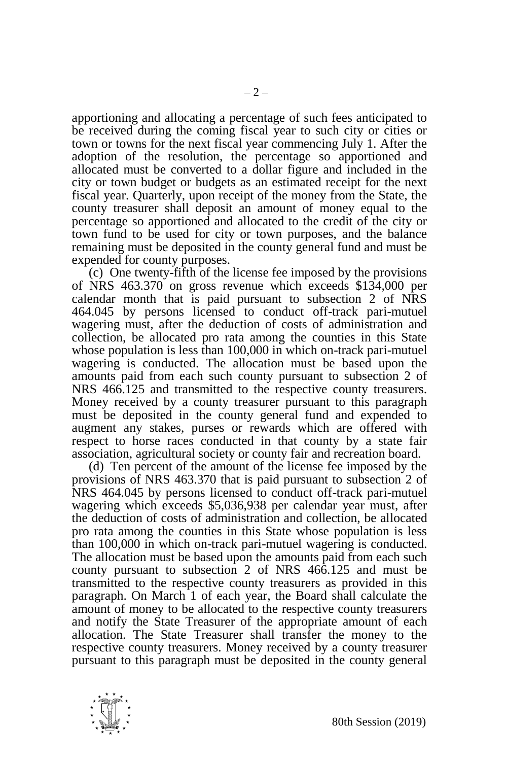apportioning and allocating a percentage of such fees anticipated to be received during the coming fiscal year to such city or cities or town or towns for the next fiscal year commencing July 1. After the adoption of the resolution, the percentage so apportioned and allocated must be converted to a dollar figure and included in the city or town budget or budgets as an estimated receipt for the next fiscal year. Quarterly, upon receipt of the money from the State, the county treasurer shall deposit an amount of money equal to the percentage so apportioned and allocated to the credit of the city or town fund to be used for city or town purposes, and the balance remaining must be deposited in the county general fund and must be expended for county purposes.

(c) One twenty-fifth of the license fee imposed by the provisions of NRS 463.370 on gross revenue which exceeds $134,000 per calendar month that is paid pursuant to subsection 2 of NRS 464.045 by persons licensed to conduct off-track pari-mutuel wagering must, after the deduction of costs of administration and collection, be allocated pro rata among the counties in this State whose population is less than 100,000 in which on-track pari-mutuel wagering is conducted. The allocation must be based upon the amounts paid from each such county pursuant to subsection 2 of NRS 466.125 and transmitted to the respective county treasurers. Money received by a county treasurer pursuant to this paragraph must be deposited in the county general fund and expended to augment any stakes, purses or rewards which are offered with respect to horse races conducted in that county by a state fair association, agricultural society or county fair and recreation board.

(d) Ten percent of the amount of the license fee imposed by the provisions of NRS 463.370 that is paid pursuant to subsection 2 of NRS 464.045 by persons licensed to conduct off-track pari-mutuel wagering which exceeds $5,036,938 per calendar year must, after the deduction of costs of administration and collection, be allocated pro rata among the counties in this State whose population is less than 100,000 in which on-track pari-mutuel wagering is conducted. The allocation must be based upon the amounts paid from each such county pursuant to subsection 2 of NRS 466.125 and must be transmitted to the respective county treasurers as provided in this paragraph. On March 1 of each year, the Board shall calculate the amount of money to be allocated to the respective county treasurers and notify the State Treasurer of the appropriate amount of each allocation. The State Treasurer shall transfer the money to the respective county treasurers. Money received by a county treasurer pursuant to this paragraph must be deposited in the county general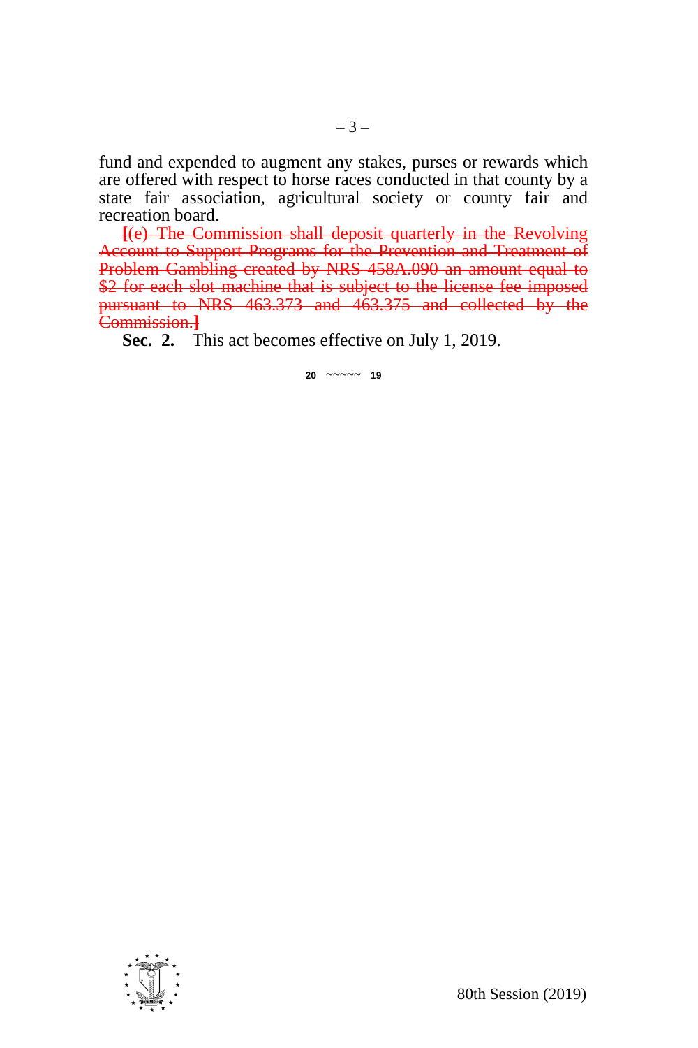fund and expended to augment any stakes, purses or rewards which are offered with respect to horse races conducted in that county by a state fair association, agricultural society or county fair and recreation board.

**[**~~(e) The Commission shall deposit quarterly in the Revolving Account to Support Programs for the Prevention and Treatment of Problem Gambling created by NRS 458A.090 an amount equal to $2 for each slot machine that is subject to the license fee imposed pursuant to NRS 463.373 and 463.375 and collected by the Commission.~~**]**

**Sec. 2.** This act becomes effective on July 1, 2019.

20 ~~~~~ 19